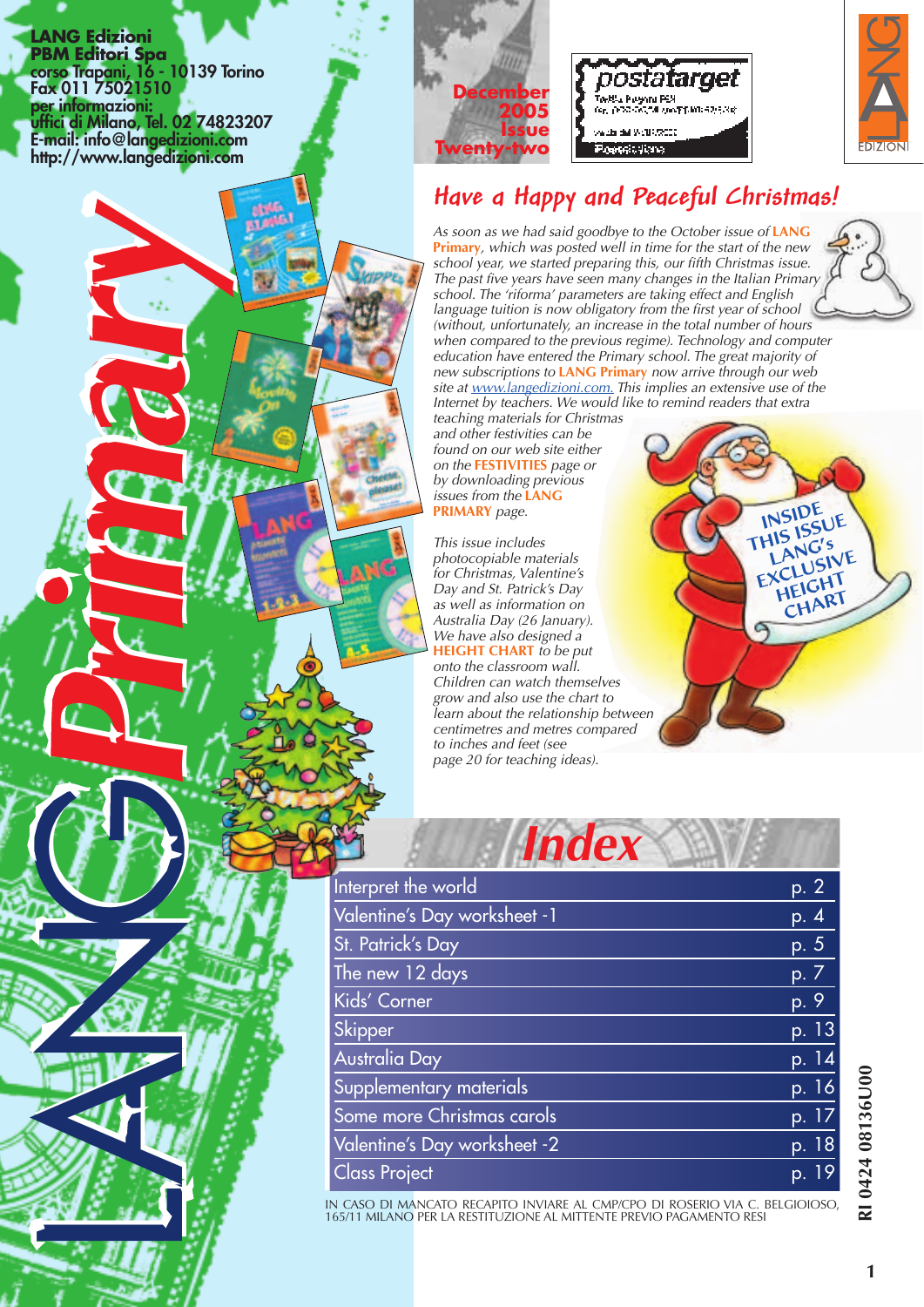**LANG Edizioni**
**PBM Editori Spa**
**corso Trapani, 16 - 10139 Torino**
**Fax 011 75021510**
**per informazioni:**
**uffici di Milano, Tel. 02 74823207**
**E-mail: info@langedizioni.com**
**http://www.langedizioni.com**

# LANG Primary

**December 2005 Issue Twenty-two**

## Have a Happy and Peaceful Christmas!

*As soon as we had said goodbye to the October issue of* **LANG Primary***, which was posted well in time for the start of the new school year, we started preparing this, our fifth Christmas issue. The past five years have seen many changes in the Italian Primary school. The 'riforma' parameters are taking effect and English language tuition is now obligatory from the first year of school (without, unfortunately, an increase in the total number of hours when compared to the previous regime). Technology and computer education have entered the Primary school. The great majority of new subscriptions to* **LANG Primary** *now arrive through our web site at www.langedizioni.com. This implies an extensive use of the Internet by teachers. We would like to remind readers that extra teaching materials for Christmas and other festivities can be found on our web site either on the* **FESTIVITIES** *page or by downloading previous issues from the* **LANG PRIMARY** *page.*

*This issue includes photocopiable materials for Christmas, Valentine's Day and St. Patrick's Day as well as information on Australia Day (26 January). We have also designed a* **HEIGHT CHART** *to be put onto the classroom wall. Children can watch themselves grow and also use the chart to learn about the relationship between centimetres and metres compared to inches and feet (see page 20 for teaching ideas).*

**INSIDE THIS ISSUE LANG's EXCLUSIVE HEIGHT CHART**

## Index

| | |
|---|---|
| Interpret the world | p. 2 |
| Valentine's Day worksheet -1 | p. 4 |
| St. Patrick's Day | p. 5 |
| The new 12 days | p. 7 |
| Kids' Corner | p. 9 |
| Skipper | p. 13 |
| Australia Day | p. 14 |
| Supplementary materials | p. 16 |
| Some more Christmas carols | p. 17 |
| Valentine's Day worksheet -2 | p. 18 |
| Class Project | p. 19 |

IN CASO DI MANCATO RECAPITO INVIARE AL CMP/CPO DI ROSERIO VIA C. BELGIOIOSO, 165/11 MILANO PER LA RESTITUZIONE AL MITTENTE PREVIO PAGAMENTO RESI

RI 0424 08136U00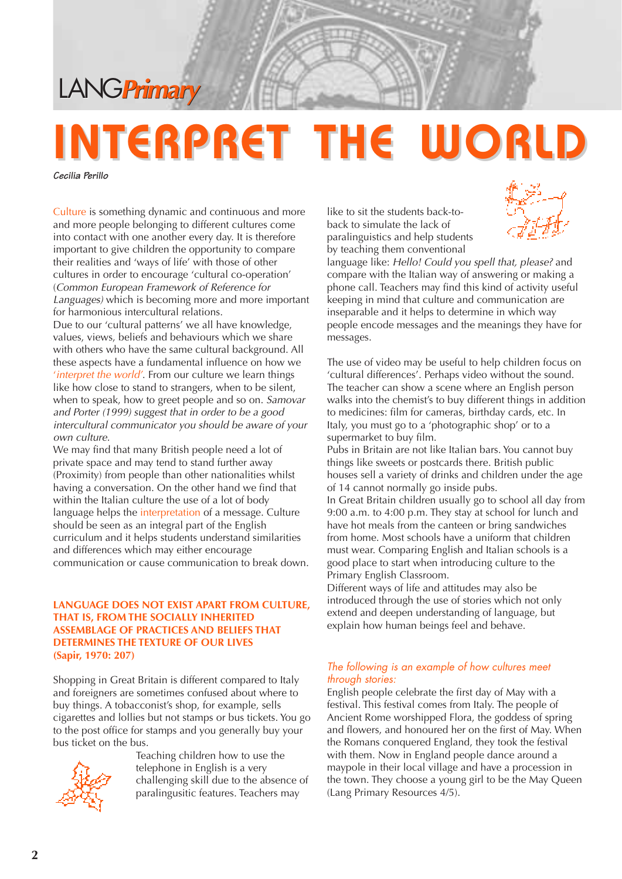# INTERPRET THE WORLD

*Cecilia Perillo*

Culture is something dynamic and continuous and more and more people belonging to different cultures come into contact with one another every day. It is therefore important to give children the opportunity to compare their realities and 'ways of life' with those of other cultures in order to encourage 'cultural co-operation' (*Common European Framework of Reference for Languages)* which is becoming more and more important for harmonious intercultural relations.

Due to our 'cultural patterns' we all have knowledge, values, views, beliefs and behaviours which we share with others who have the same cultural background. All these aspects have a fundamental influence on how we '*interpret the world*'. From our culture we learn things like how close to stand to strangers, when to be silent, when to speak, how to greet people and so on. *Samovar and Porter (1999) suggest that in order to be a good intercultural communicator you should be aware of your own culture*.

We may find that many British people need a lot of private space and may tend to stand further away (Proximity) from people than other nationalities whilst having a conversation. On the other hand we find that within the Italian culture the use of a lot of body language helps the interpretation of a message. Culture should be seen as an integral part of the English curriculum and it helps students understand similarities and differences which may either encourage communication or cause communication to break down.

**LANGUAGE DOES NOT EXIST APART FROM CULTURE, THAT IS, FROM THE SOCIALLY INHERITED ASSEMBLAGE OF PRACTICES AND BELIEFS THAT DETERMINES THE TEXTURE OF OUR LIVES (Sapir, 1970: 207)**

Shopping in Great Britain is different compared to Italy and foreigners are sometimes confused about where to buy things. A tobacconist's shop, for example, sells cigarettes and lollies but not stamps or bus tickets. You go to the post office for stamps and you generally buy your bus ticket on the bus.

Teaching children how to use the telephone in English is a very challenging skill due to the absence of paralingusitic features. Teachers may like to sit the students back-to-back to simulate the lack of paralinguistics and help students by teaching them conventional language like: *Hello! Could you spell that, please?* and compare with the Italian way of answering or making a phone call. Teachers may find this kind of activity useful keeping in mind that culture and communication are inseparable and it helps to determine in which way people encode messages and the meanings they have for messages.

The use of video may be useful to help children focus on 'cultural differences'. Perhaps video without the sound. The teacher can show a scene where an English person walks into the chemist's to buy different things in addition to medicines: film for cameras, birthday cards, etc. In Italy, you must go to a 'photographic shop' or to a supermarket to buy film.

Pubs in Britain are not like Italian bars. You cannot buy things like sweets or postcards there. British public houses sell a variety of drinks and children under the age of 14 cannot normally go inside pubs.

In Great Britain children usually go to school all day from 9:00 a.m. to 4:00 p.m. They stay at school for lunch and have hot meals from the canteen or bring sandwiches from home. Most schools have a uniform that children must wear. Comparing English and Italian schools is a good place to start when introducing culture to the Primary English Classroom.

Different ways of life and attitudes may also be introduced through the use of stories which not only extend and deepen understanding of language, but explain how human beings feel and behave.

*The following is an example of how cultures meet through stories:*

English people celebrate the first day of May with a festival. This festival comes from Italy. The people of Ancient Rome worshipped Flora, the goddess of spring and flowers, and honoured her on the first of May. When the Romans conquered England, they took the festival with them. Now in England people dance around a maypole in their local village and have a procession in the town. They choose a young girl to be the May Queen (Lang Primary Resources 4/5).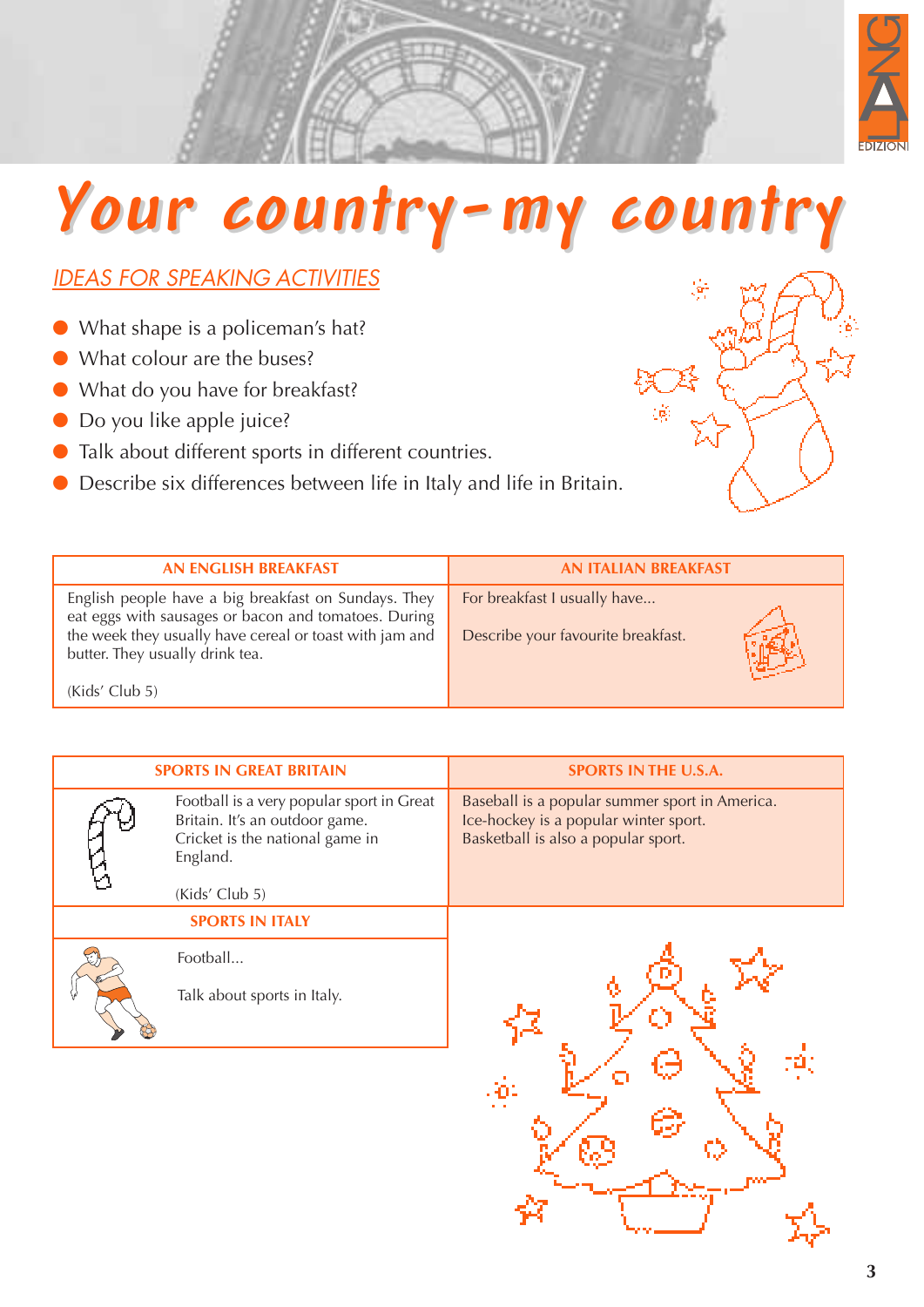# Your country–my country

## IDEAS FOR SPEAKING ACTIVITIES

- What shape is a policeman's hat?
- What colour are the buses?
- What do you have for breakfast?
- Do you like apple juice?
- Talk about different sports in different countries.
- Describe six differences between life in Italy and life in Britain.

| AN ENGLISH BREAKFAST | AN ITALIAN BREAKFAST |
|---|---|
| English people have a big breakfast on Sundays. They eat eggs with sausages or bacon and tomatoes. During the week they usually have cereal or toast with jam and butter. They usually drink tea.<br><br>(Kids' Club 5) | For breakfast I usually have...<br><br>Describe your favourite breakfast. |

| SPORTS IN GREAT BRITAIN | SPORTS IN THE U.S.A. |
|---|---|
| Football is a very popular sport in Great Britain. It's an outdoor game. Cricket is the national game in England.<br><br>(Kids' Club 5) | Baseball is a popular summer sport in America. Ice-hockey is a popular winter sport. Basketball is also a popular sport. |

| SPORTS IN ITALY |
|---|
| Football...<br><br>Talk about sports in Italy. |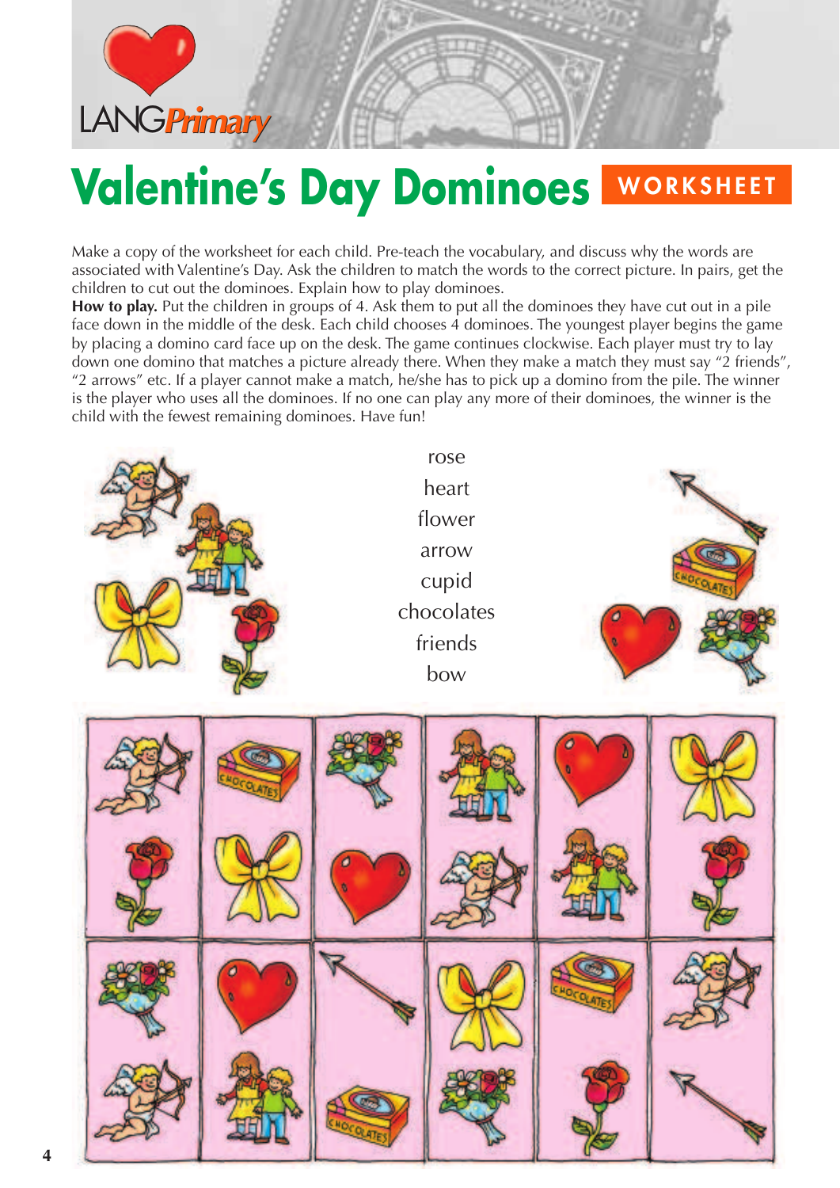# Valentine's Day Dominoes WORKSHEET

Make a copy of the worksheet for each child. Pre-teach the vocabulary, and discuss why the words are associated with Valentine's Day. Ask the children to match the words to the correct picture. In pairs, get the children to cut out the dominoes. Explain how to play dominoes.

**How to play.** Put the children in groups of 4. Ask them to put all the dominoes they have cut out in a pile face down in the middle of the desk. Each child chooses 4 dominoes. The youngest player begins the game by placing a domino card face up on the desk. The game continues clockwise. Each player must try to lay down one domino that matches a picture already there. When they make a match they must say "2 friends", "2 arrows" etc. If a player cannot make a match, he/she has to pick up a domino from the pile. The winner is the player who uses all the dominoes. If no one can play any more of their dominoes, the winner is the child with the fewest remaining dominoes. Have fun!

rose
heart
flower
arrow
cupid
chocolates
friends
bow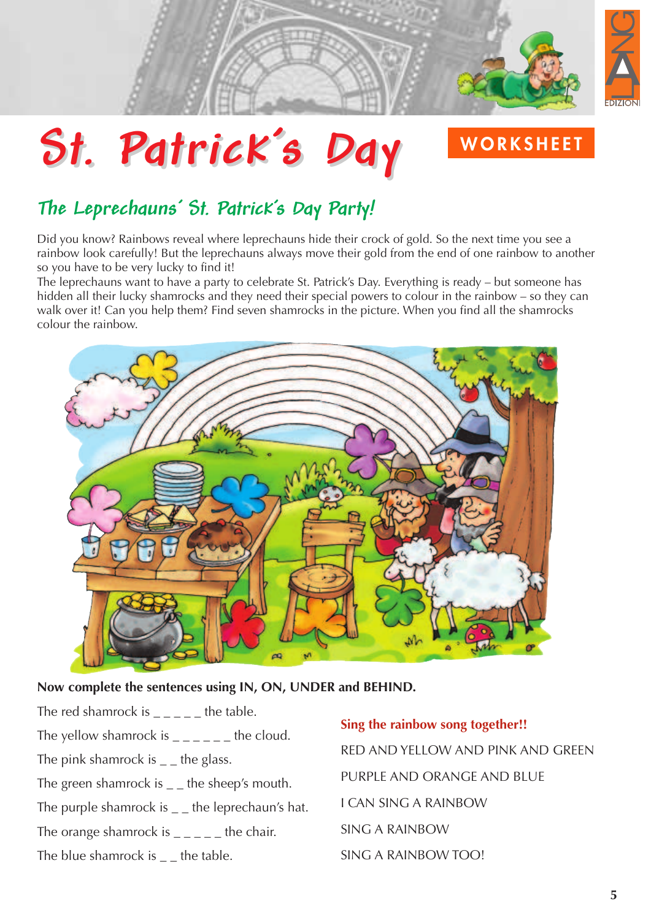# St. Patrick's Day

WORKSHEET

## The Leprechauns' St. Patrick's Day Party!

Did you know? Rainbows reveal where leprechauns hide their crock of gold. So the next time you see a rainbow look carefully! But the leprechauns always move their gold from the end of one rainbow to another so you have to be very lucky to find it!
The leprechauns want to have a party to celebrate St. Patrick's Day. Everything is ready – but someone has hidden all their lucky shamrocks and they need their special powers to colour in the rainbow – so they can walk over it! Can you help them? Find seven shamrocks in the picture. When you find all the shamrocks colour the rainbow.

**Now complete the sentences using IN, ON, UNDER and BEHIND.**

The red shamrock is _ _ _ _ _ the table.

The yellow shamrock is _ _ _ _ _ _ the cloud.

The pink shamrock is _ _ the glass.

The green shamrock is _ _ the sheep's mouth.

The purple shamrock is _ _ the leprechaun's hat.

The orange shamrock is _ _ _ _ _ the chair.

The blue shamrock is _ _ the table.

**Sing the rainbow song together!!**

RED AND YELLOW AND PINK AND GREEN

PURPLE AND ORANGE AND BLUE

I CAN SING A RAINBOW

SING A RAINBOW

SING A RAINBOW TOO!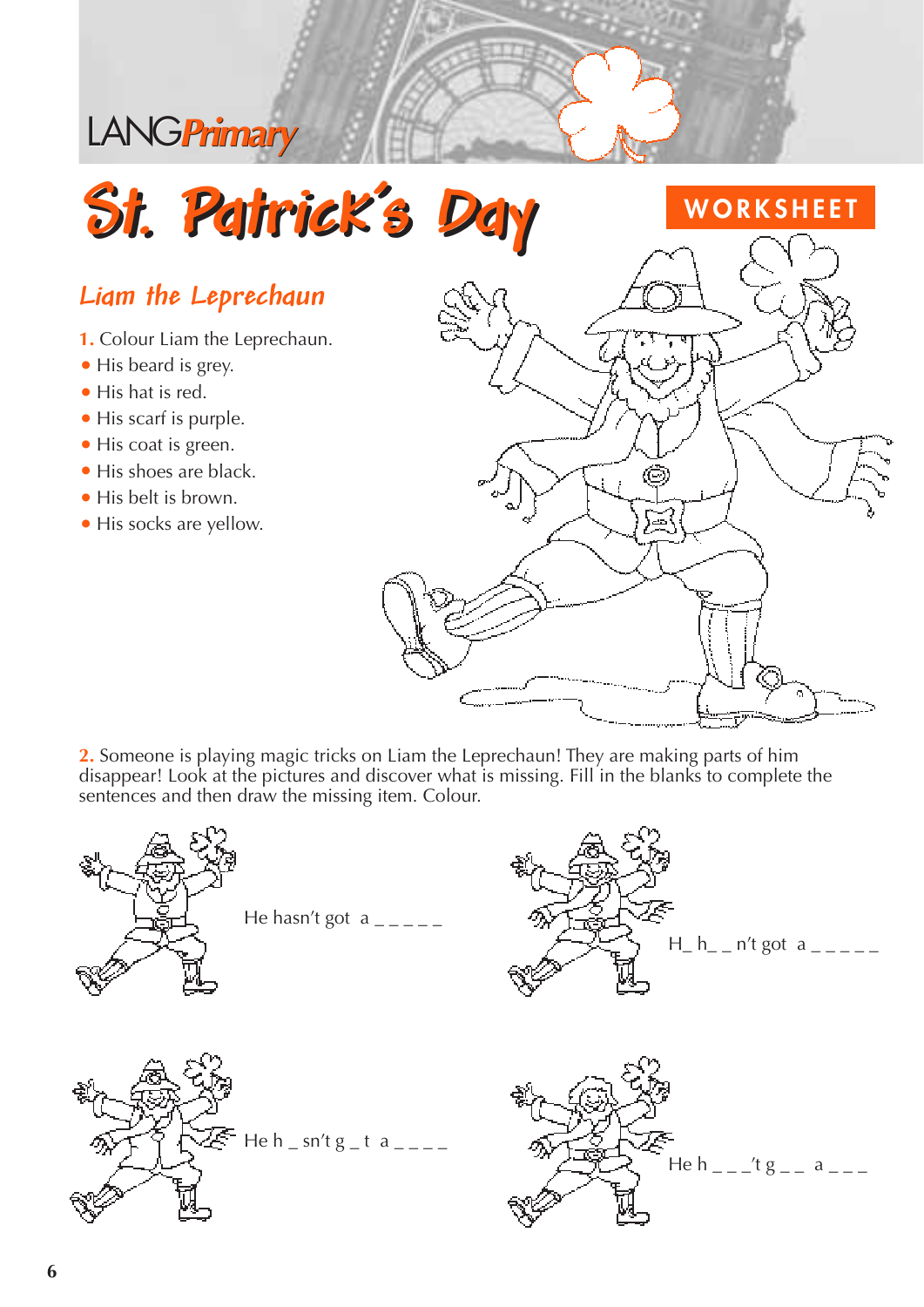LANG*Primary*

# St. Patrick's Day

WORKSHEET

## *Liam the Leprechaun*

**1.** Colour Liam the Leprechaun.

- His beard is grey.
- His hat is red.
- His scarf is purple.
- His coat is green.
- His shoes are black.
- His belt is brown.
- His socks are yellow.

**2.** Someone is playing magic tricks on Liam the Leprechaun! They are making parts of him disappear! Look at the pictures and discover what is missing. Fill in the blanks to complete the sentences and then draw the missing item. Colour.

He hasn't got a _ _ _ _ _

H_ h_ _ n't got a _ _ _ _ _

He h _ sn't g _ t a _ _ _ _

He h _ _ _'t g _ _ a _ _ _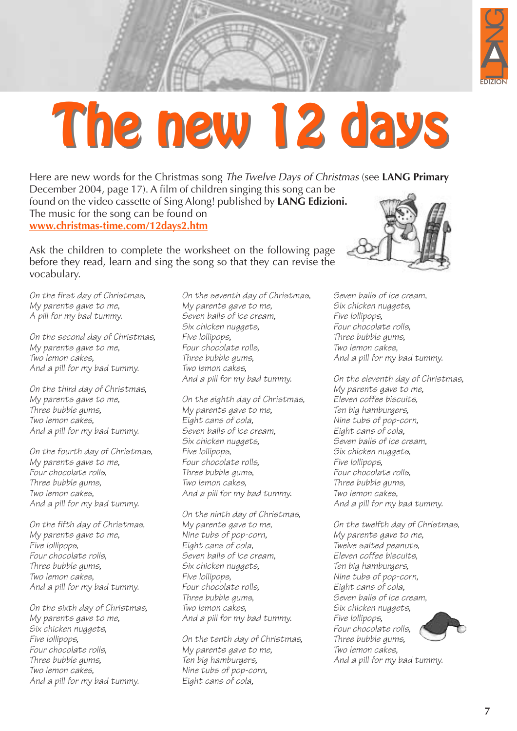# The new 12 days

Here are new words for the Christmas song *The Twelve Days of Christmas* (see **LANG Primary** December 2004, page 17). A film of children singing this song can be found on the video cassette of Sing Along! published by **LANG Edizioni.** The music for the song can be found on **www.christmas-time.com/12days2.htm**

Ask the children to complete the worksheet on the following page before they read, learn and sing the song so that they can revise the vocabulary.

*On the first day of Christmas,*
*My parents gave to me,*
*A pill for my bad tummy.*

*On the second day of Christmas,*
*My parents gave to me,*
*Two lemon cakes,*
*And a pill for my bad tummy.*

*On the third day of Christmas,*
*My parents gave to me,*
*Three bubble gums,*
*Two lemon cakes,*
*And a pill for my bad tummy.*

*On the fourth day of Christmas,*
*My parents gave to me,*
*Four chocolate rolls,*
*Three bubble gums,*
*Two lemon cakes,*
*And a pill for my bad tummy.*

*On the fifth day of Christmas,*
*My parents gave to me,*
*Five lollipops,*
*Four chocolate rolls,*
*Three bubble gums,*
*Two lemon cakes,*
*And a pill for my bad tummy.*

*On the sixth day of Christmas,*
*My parents gave to me,*
*Six chicken nuggets,*
*Five lollipops,*
*Four chocolate rolls,*
*Three bubble gums,*
*Two lemon cakes,*
*And a pill for my bad tummy.*

*On the seventh day of Christmas,*
*My parents gave to me,*
*Seven balls of ice cream,*
*Six chicken nuggets,*
*Five lollipops,*
*Four chocolate rolls,*
*Three bubble gums,*
*Two lemon cakes,*
*And a pill for my bad tummy.*

*On the eighth day of Christmas,*
*My parents gave to me,*
*Eight cans of cola,*
*Seven balls of ice cream,*
*Six chicken nuggets,*
*Five lollipops,*
*Four chocolate rolls,*
*Three bubble gums,*
*Two lemon cakes,*
*And a pill for my bad tummy.*

*On the ninth day of Christmas,*
*My parents gave to me,*
*Nine tubs of pop-corn,*
*Eight cans of cola,*
*Seven balls of ice cream,*
*Six chicken nuggets,*
*Five lollipops,*
*Four chocolate rolls,*
*Three bubble gums,*
*Two lemon cakes,*
*And a pill for my bad tummy.*

*On the tenth day of Christmas,*
*My parents gave to me,*
*Ten big hamburgers,*
*Nine tubs of pop-corn,*
*Eight cans of cola,*
*Seven balls of ice cream,*
*Six chicken nuggets,*
*Five lollipops,*
*Four chocolate rolls,*
*Three bubble gums,*
*Two lemon cakes,*
*And a pill for my bad tummy.*

*On the eleventh day of Christmas,*
*My parents gave to me,*
*Eleven coffee biscuits,*
*Ten big hamburgers,*
*Nine tubs of pop-corn,*
*Eight cans of cola,*
*Seven balls of ice cream,*
*Six chicken nuggets,*
*Five lollipops,*
*Four chocolate rolls,*
*Three bubble gums,*
*Two lemon cakes,*
*And a pill for my bad tummy.*

*On the twelfth day of Christmas,*
*My parents gave to me,*
*Twelve salted peanuts,*
*Eleven coffee biscuits,*
*Ten big hamburgers,*
*Nine tubs of pop-corn,*
*Eight cans of cola,*
*Seven balls of ice cream,*
*Six chicken nuggets,*
*Five lollipops,*
*Four chocolate rolls,*
*Three bubble gums,*
*Two lemon cakes,*
*And a pill for my bad tummy.*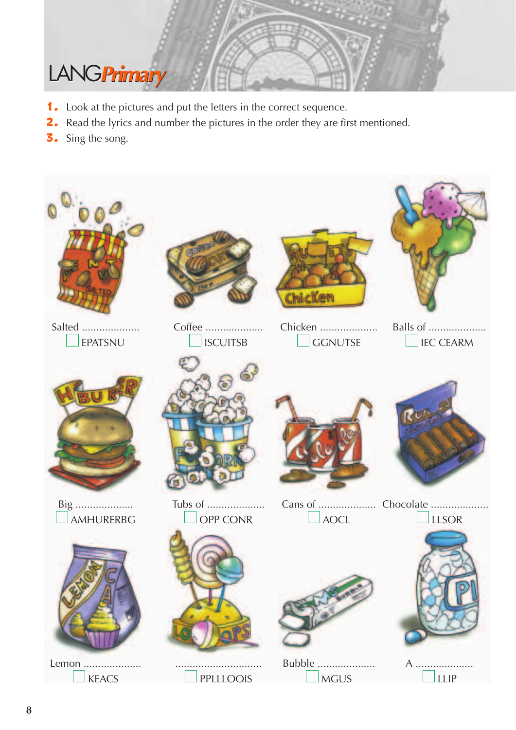1. Look at the pictures and put the letters in the correct sequence.
2. Read the lyrics and number the pictures in the order they are first mentioned.
3. Sing the song.

| | | | |
|---|---|---|---|
| Salted .................... ☐ EPATSNU | Coffee .................... ☐ ISCUITSB | Chicken .................... ☐ GGNUTSE | Balls of .................... ☐ IEC CEARM |
| Big .................... ☐ AMHURERBG | Tubs of .................... ☐ OPP CONR | Cans of .................... ☐ AOCL | Chocolate .................... ☐ LLSOR |
| Lemon .................... ☐ KEACS | .............................. ☐ PPLLLOOIS | Bubble .................... ☐ MGUS | A .................... ☐ LLIP |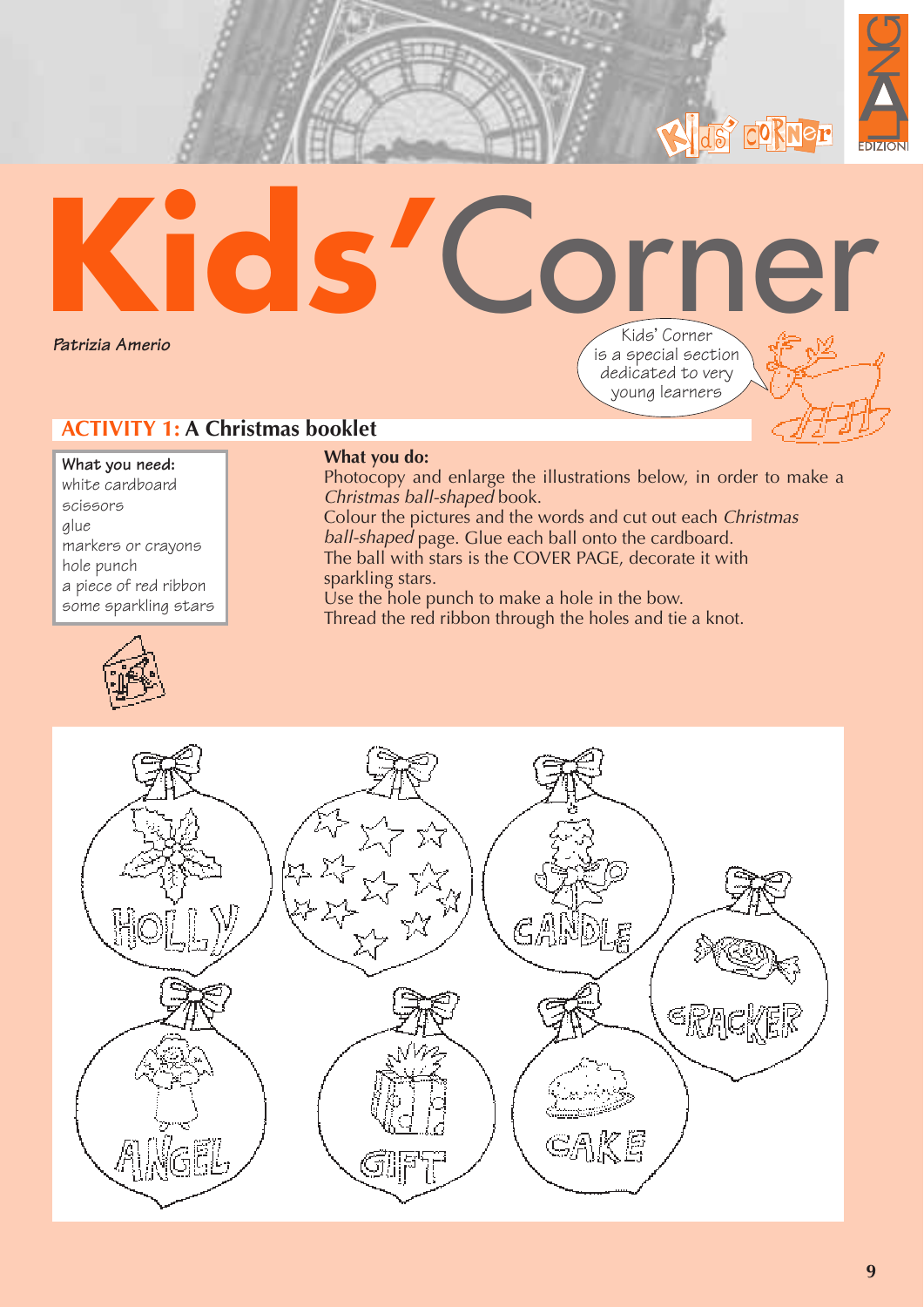# Kids' Corner

*Patrizia Amerio*

Kids' Corner is a special section dedicated to very young learners

## ACTIVITY 1: A Christmas booklet

**What you need:**
- white cardboard
- scissors
- glue
- markers or crayons
- hole punch
- a piece of red ribbon
- some sparkling stars

**What you do:**

Photocopy and enlarge the illustrations below, in order to make a *Christmas ball-shaped* book.
Colour the pictures and the words and cut out each *Christmas ball-shaped* page. Glue each ball onto the cardboard.
The ball with stars is the COVER PAGE, decorate it with sparkling stars.
Use the hole punch to make a hole in the bow.
Thread the red ribbon through the holes and tie a knot.

HOLLY

CANDLE

CRACKER

ANGEL

GIFT

CAKE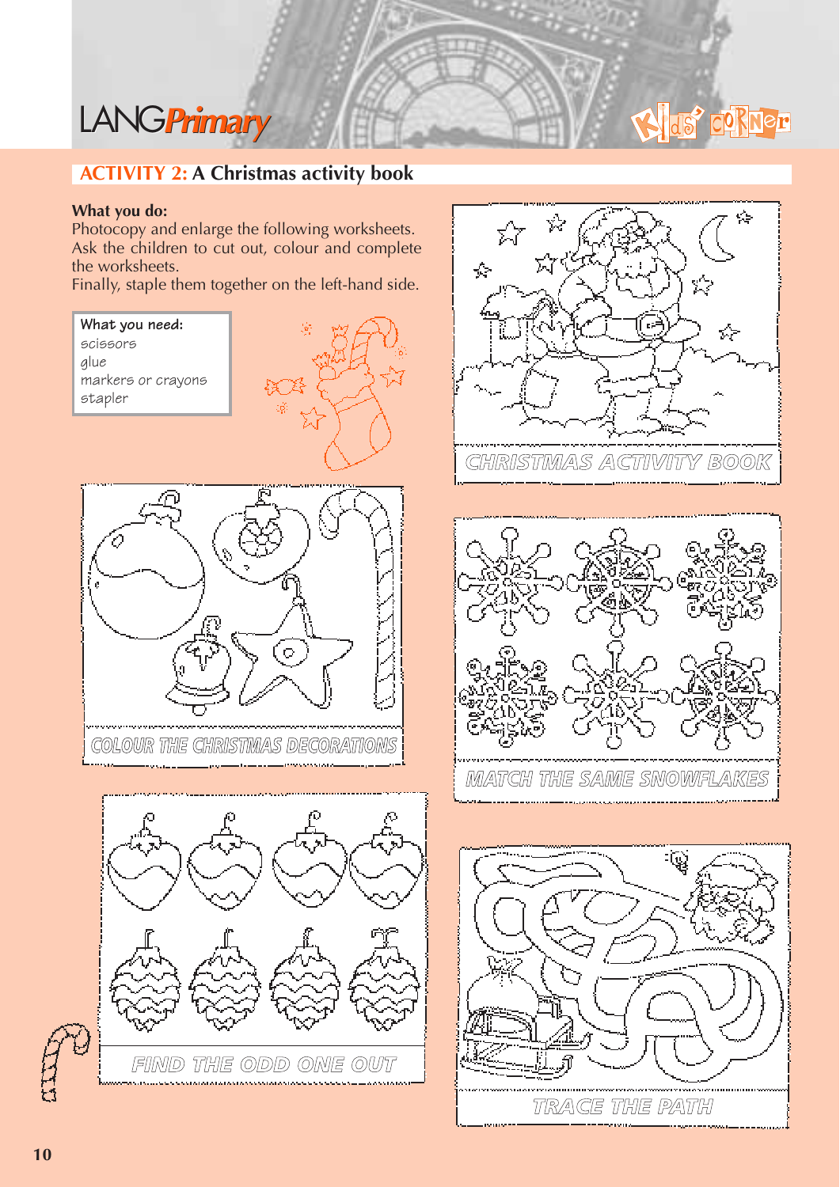## ACTIVITY 2: A Christmas activity book

**What you do:**
Photocopy and enlarge the following worksheets.
Ask the children to cut out, colour and complete the worksheets.
Finally, staple them together on the left-hand side.

**What you need:**
scissors
glue
markers or crayons
stapler

CHRISTMAS ACTIVITY BOOK

COLOUR THE CHRISTMAS DECORATIONS

MATCH THE SAME SNOWFLAKES

FIND THE ODD ONE OUT

TRACE THE PATH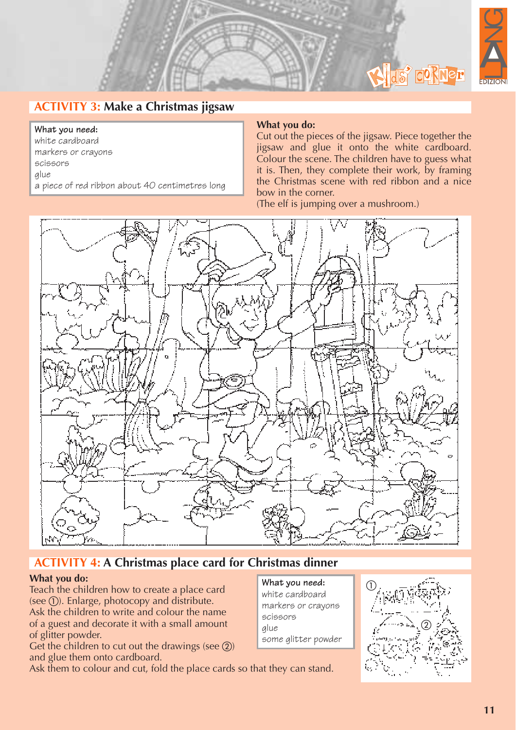## ACTIVITY 3: Make a Christmas jigsaw

**What you need:**
white cardboard
markers or crayons
scissors
glue
a piece of red ribbon about 40 centimetres long

**What you do:**
Cut out the pieces of the jigsaw. Piece together the jigsaw and glue it onto the white cardboard. Colour the scene. The children have to guess what it is. Then, they complete their work, by framing the Christmas scene with red ribbon and a nice bow in the corner.
(The elf is jumping over a mushroom.)

## ACTIVITY 4: A Christmas place card for Christmas dinner

**What you do:**
Teach the children how to create a place card (see ①). Enlarge, photocopy and distribute.
Ask the children to write and colour the name of a guest and decorate it with a small amount of glitter powder.
Get the children to cut out the drawings (see ②) and glue them onto cardboard.
Ask them to colour and cut, fold the place cards so that they can stand.

**What you need:**
white cardboard
markers or crayons
scissors
glue
some glitter powder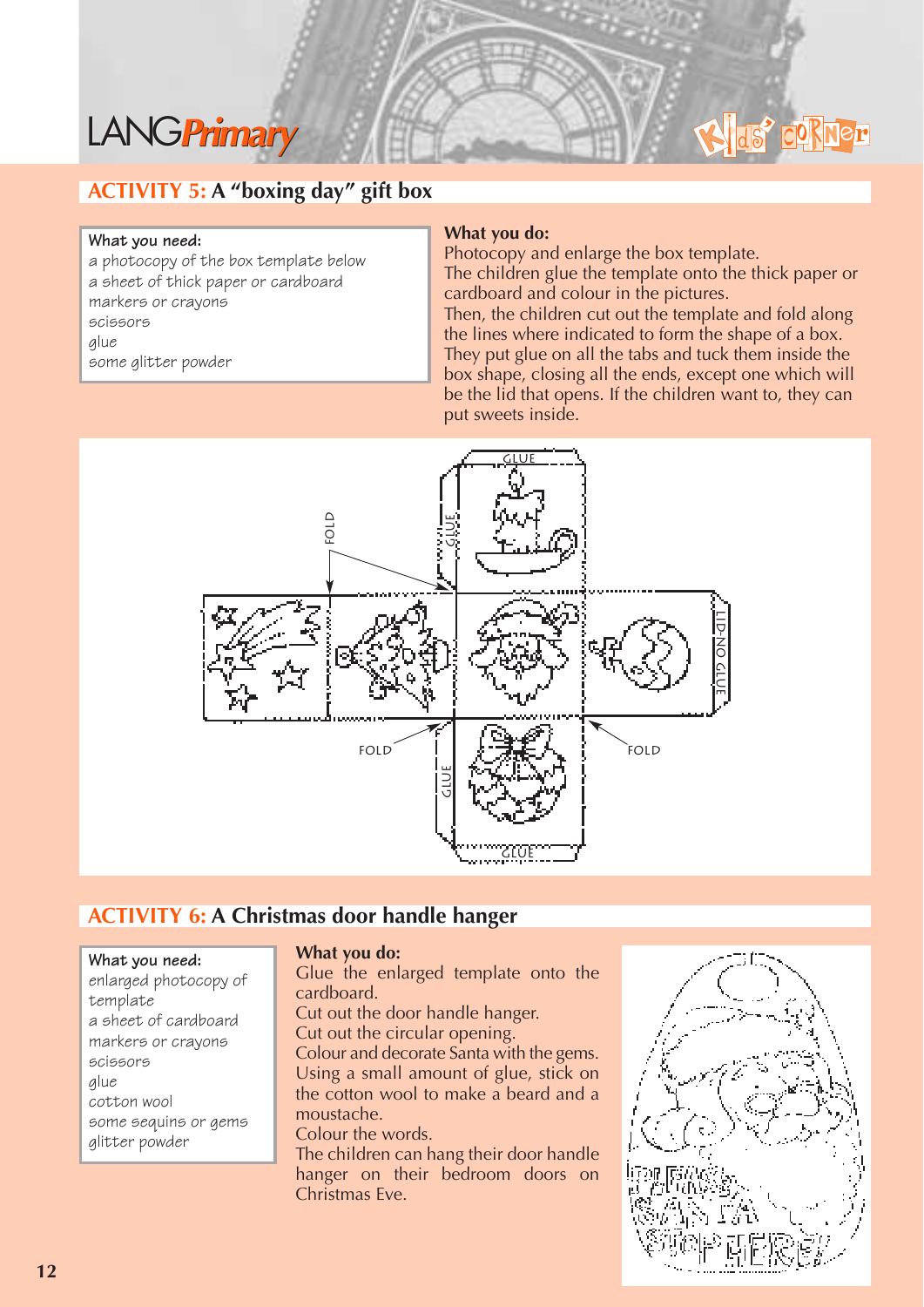## ACTIVITY 5: A "boxing day" gift box

**What you need:**
a photocopy of the box template below
a sheet of thick paper or cardboard
markers or crayons
scissors
glue
some glitter powder

**What you do:**
Photocopy and enlarge the box template.
The children glue the template onto the thick paper or cardboard and colour in the pictures.
Then, the children cut out the template and fold along the lines where indicated to form the shape of a box.
They put glue on all the tabs and tuck them inside the box shape, closing all the ends, except one which will be the lid that opens. If the children want to, they can put sweets inside.

GLUE
FOLD
GLUE
LID-NO GLUE
FOLD
FOLD
GLUE
GLUE

## ACTIVITY 6: A Christmas door handle hanger

**What you need:**
enlarged photocopy of template
a sheet of cardboard
markers or crayons
scissors
glue
cotton wool
some sequins or gems
glitter powder

**What you do:**
Glue the enlarged template onto the cardboard.
Cut out the door handle hanger.
Cut out the circular opening.
Colour and decorate Santa with the gems.
Using a small amount of glue, stick on the cotton wool to make a beard and a moustache.
Colour the words.
The children can hang their door handle hanger on their bedroom doors on Christmas Eve.

PLEASE SANTA STOP HERE!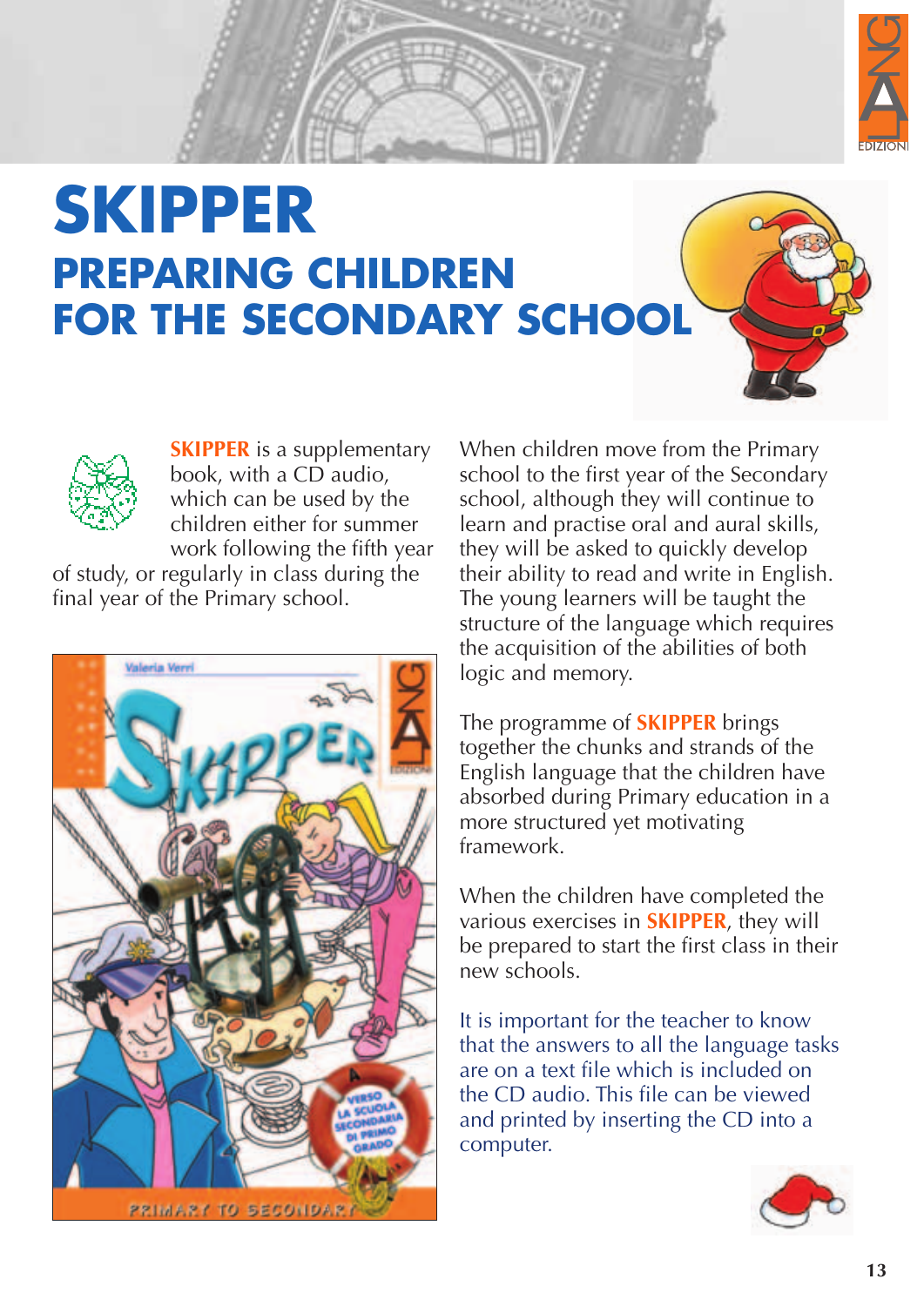# SKIPPER

## PREPARING CHILDREN FOR THE SECONDARY SCHOOL

**SKIPPER** is a supplementary book, with a CD audio, which can be used by the children either for summer work following the fifth year of study, or regularly in class during the final year of the Primary school.

When children move from the Primary school to the first year of the Secondary school, although they will continue to learn and practise oral and aural skills, they will be asked to quickly develop their ability to read and write in English. The young learners will be taught the structure of the language which requires the acquisition of the abilities of both logic and memory.

The programme of **SKIPPER** brings together the chunks and strands of the English language that the children have absorbed during Primary education in a more structured yet motivating framework.

When the children have completed the various exercises in **SKIPPER**, they will be prepared to start the first class in their new schools.

It is important for the teacher to know that the answers to all the language tasks are on a text file which is included on the CD audio. This file can be viewed and printed by inserting the CD into a computer.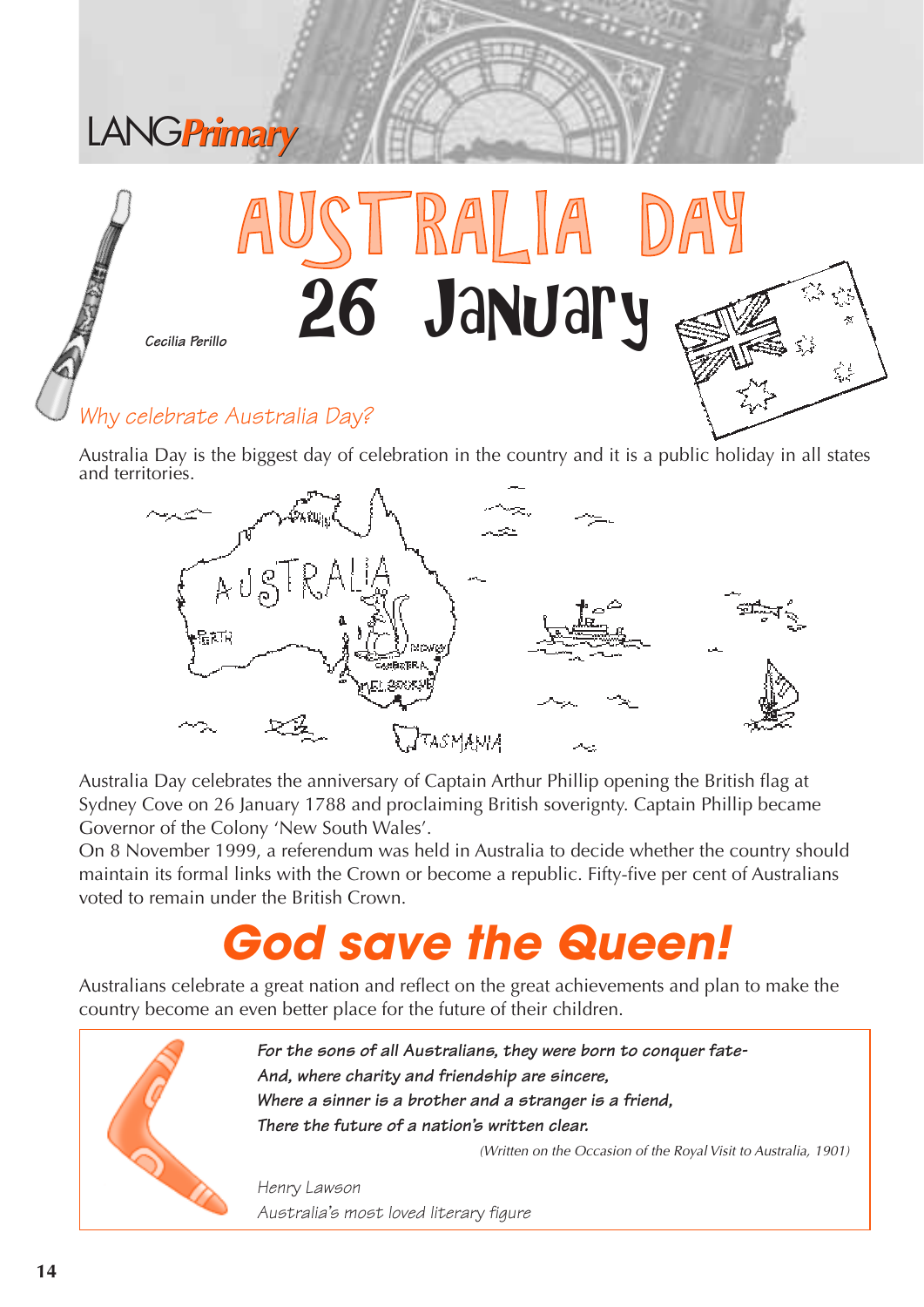# AUSTRALIA DAY

# 26 January

*Cecilia Perillo*

## *Why celebrate Australia Day?*

Australia Day is the biggest day of celebration in the country and it is a public holiday in all states and territories.

Australia Day celebrates the anniversary of Captain Arthur Phillip opening the British flag at Sydney Cove on 26 January 1788 and proclaiming British soverignty. Captain Phillip became Governor of the Colony 'New South Wales'.
On 8 November 1999, a referendum was held in Australia to decide whether the country should maintain its formal links with the Crown or become a republic. Fifty-five per cent of Australians voted to remain under the British Crown.

# *God save the Queen!*

Australians celebrate a great nation and reflect on the great achievements and plan to make the country become an even better place for the future of their children.

***For the sons of all Australians, they were born to conquer fate-***
***And, where charity and friendship are sincere,***
***Where a sinner is a brother and a stranger is a friend,***
***There the future of a nation's written clear.***

*(Written on the Occasion of the Royal Visit to Australia, 1901)*

*Henry Lawson*
*Australia's most loved literary figure*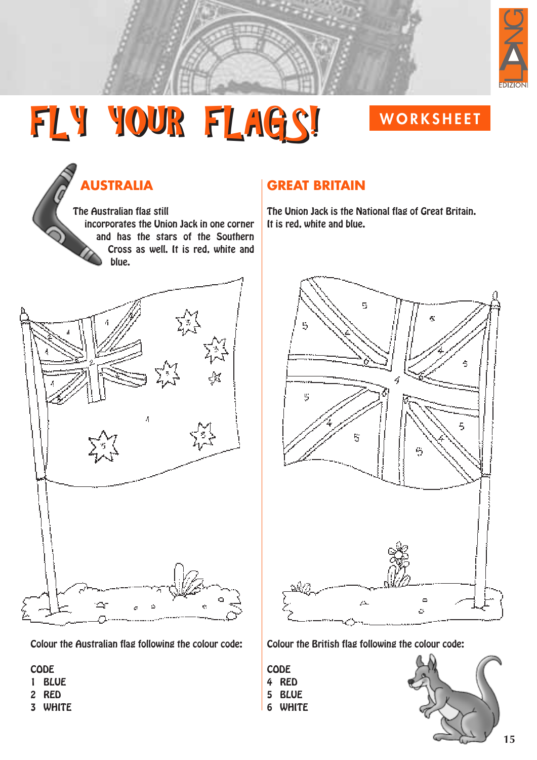# FLY YOUR FLAGS!

WORKSHEET

## AUSTRALIA

The Australian flag still incorporates the Union Jack in one corner and has the stars of the Southern Cross as well. It is red, white and blue.

Colour the Australian flag following the colour code:

CODE
1 BLUE
2 RED
3 WHITE

## GREAT BRITAIN

The Union Jack is the National flag of Great Britain. It is red, white and blue.

Colour the British flag following the colour code:

CODE
4 RED
5 BLUE
6 WHITE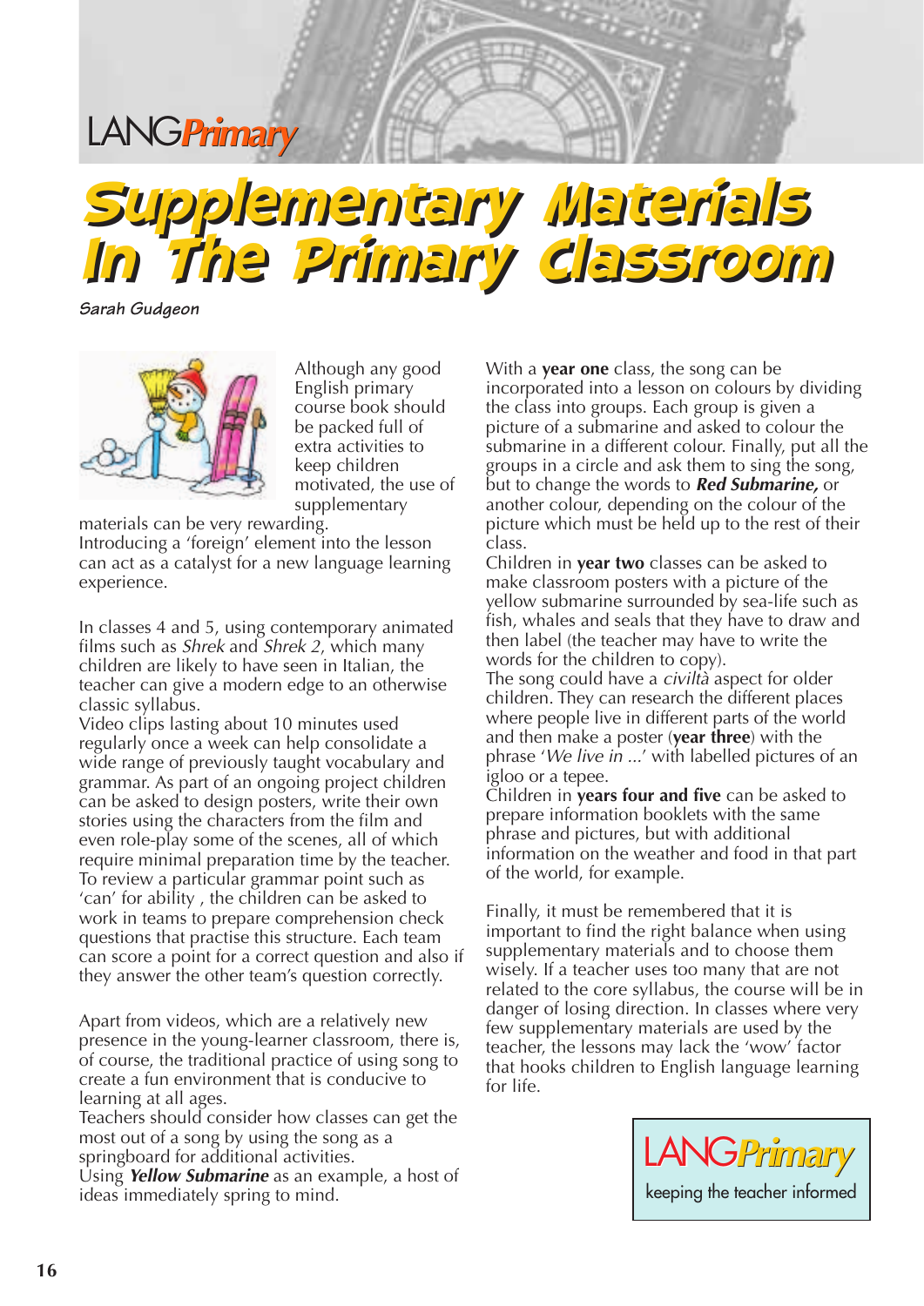LANGPrimary

# Supplementary Materials In The Primary Classroom

**Sarah Gudgeon**

Although any good English primary course book should be packed full of extra activities to keep children motivated, the use of supplementary materials can be very rewarding. Introducing a 'foreign' element into the lesson can act as a catalyst for a new language learning experience.

In classes 4 and 5, using contemporary animated films such as *Shrek* and *Shrek 2*, which many children are likely to have seen in Italian, the teacher can give a modern edge to an otherwise classic syllabus.
Video clips lasting about 10 minutes used regularly once a week can help consolidate a wide range of previously taught vocabulary and grammar. As part of an ongoing project children can be asked to design posters, write their own stories using the characters from the film and even role-play some of the scenes, all of which require minimal preparation time by the teacher. To review a particular grammar point such as 'can' for ability , the children can be asked to work in teams to prepare comprehension check questions that practise this structure. Each team can score a point for a correct question and also if they answer the other team's question correctly.

Apart from videos, which are a relatively new presence in the young-learner classroom, there is, of course, the traditional practice of using song to create a fun environment that is conducive to learning at all ages.
Teachers should consider how classes can get the most out of a song by using the song as a springboard for additional activities.
Using ***Yellow Submarine*** as an example, a host of ideas immediately spring to mind.

With a **year one** class, the song can be incorporated into a lesson on colours by dividing the class into groups. Each group is given a picture of a submarine and asked to colour the submarine in a different colour. Finally, put all the groups in a circle and ask them to sing the song, but to change the words to ***Red Submarine,*** or another colour, depending on the colour of the picture which must be held up to the rest of their class.
Children in **year two** classes can be asked to make classroom posters with a picture of the yellow submarine surrounded by sea-life such as fish, whales and seals that they have to draw and then label (the teacher may have to write the words for the children to copy).
The song could have a *civiltà* aspect for older children. They can research the different places where people live in different parts of the world and then make a poster (**year three**) with the phrase '*We live in ...*' with labelled pictures of an igloo or a tepee.
Children in **years four and five** can be asked to prepare information booklets with the same phrase and pictures, but with additional information on the weather and food in that part of the world, for example.

Finally, it must be remembered that it is important to find the right balance when using supplementary materials and to choose them wisely. If a teacher uses too many that are not related to the core syllabus, the course will be in danger of losing direction. In classes where very few supplementary materials are used by the teacher, the lessons may lack the 'wow' factor that hooks children to English language learning for life.

LANGPrimary
keeping the teacher informed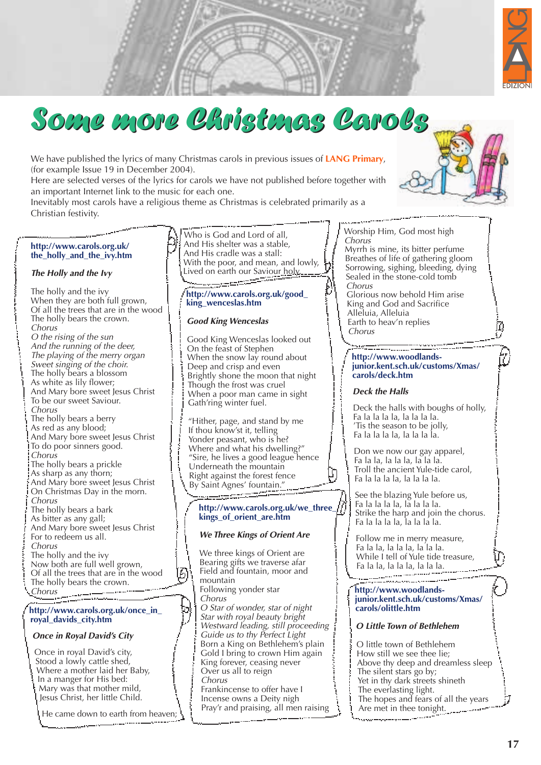# Some more Christmas Carols

We have published the lyrics of many Christmas carols in previous issues of **LANG Primary**, (for example Issue 19 in December 2004).
Here are selected verses of the lyrics for carols we have not published before together with an important Internet link to the music for each one.
Inevitably most carols have a religious theme as Christmas is celebrated primarily as a Christian festivity.

**http://www.carols.org.uk/the_holly_and_the_ivy.htm**

### *The Holly and the Ivy*

The holly and the ivy
When they are both full grown,
Of all the trees that are in the wood
The holly bears the crown.
*Chorus*
*O the rising of the sun*
*And the running of the deer,*
*The playing of the merry organ*
*Sweet singing of the choir.*
The holly bears a blossom
As white as lily flower;
And Mary bore sweet Jesus Christ
To be our sweet Saviour.
*Chorus*
The holly bears a berry
As red as any blood;
And Mary bore sweet Jesus Christ
To do poor sinners good.
*Chorus*
The holly bears a prickle
As sharp as any thorn;
And Mary bore sweet Jesus Christ
On Christmas Day in the morn.
*Chorus*
The holly bears a bark
As bitter as any gall;
And Mary bore sweet Jesus Christ
For to redeem us all.
*Chorus*
The holly and the ivy
Now both are full well grown,
Of all the trees that are in the wood
The holly bears the crown.
*Chorus*

**http://www.carols.org.uk/once_in_royal_davids_city.htm**

### *Once in Royal David's City*

Once in royal David's city,
Stood a lowly cattle shed,
Where a mother laid her Baby,
In a manger for His bed:
Mary was that mother mild,
Jesus Christ, her little Child.

He came down to earth from heaven;
Who is God and Lord of all,
And His shelter was a stable,
And His cradle was a stall:
With the poor, and mean, and lowly,
Lived on earth our Saviour holy.

**http://www.carols.org.uk/good_king_wenceslas.htm**

### *Good King Wenceslas*

Good King Wenceslas looked out
On the feast of Stephen
When the snow lay round about
Deep and crisp and even
Brightly shone the moon that night
Though the frost was cruel
When a poor man came in sight
Gath'ring winter fuel.

"Hither, page, and stand by me
If thou know'st it, telling
Yonder peasant, who is he?
Where and what his dwelling?"
"Sire, he lives a good league hence
Underneath the mountain
Right against the forest fence
By Saint Agnes' fountain."

**http://www.carols.org.uk/we_three_kings_of_orient_are.htm**

### *We Three Kings of Orient Are*

We three kings of Orient are
Bearing gifts we traverse afar
Field and fountain, moor and mountain
Following yonder star
*Chorus*
*O Star of wonder, star of night*
*Star with royal beauty bright*
*Westward leading, still proceeding*
*Guide us to thy Perfect Light*
Born a King on Bethlehem's plain
Gold I bring to crown Him again
King forever, ceasing never
Over us all to reign
*Chorus*
Frankincense to offer have I
Incense owns a Deity nigh
Pray'r and praising, all men raising
Worship Him, God most high
*Chorus*
Myrrh is mine, its bitter perfume
Breathes of life of gathering gloom
Sorrowing, sighing, bleeding, dying
Sealed in the stone-cold tomb
*Chorus*
Glorious now behold Him arise
King and God and Sacrifice
Alleluia, Alleluia
Earth to heav'n replies
*Chorus*

**http://www.woodlands-junior.kent.sch.uk/customs/Xmas/carols/deck.htm**

### *Deck the Halls*

Deck the halls with boughs of holly,
Fa la la la la, la la la la.
'Tis the season to be jolly,
Fa la la la la, la la la la.

Don we now our gay apparel,
Fa la la, la la la, la la la.
Troll the ancient Yule-tide carol,
Fa la la la la, la la la la.

See the blazing Yule before us,
Fa la la la la, la la la la.
Strike the harp and join the chorus.
Fa la la la la, la la la la.

Follow me in merry measure,
Fa la la, la la la, la la la.
While I tell of Yule tide treasure,
Fa la la, la la la, la la la.

**http://www.woodlands-junior.kent.sch.uk/customs/Xmas/carols/olittle.htm**

### *O Little Town of Bethlehem*

O little town of Bethlehem
How still we see thee lie;
Above thy deep and dreamless sleep
The silent stars go by;
Yet in thy dark streets shineth
The everlasting light.
The hopes and fears of all the years
Are met in thee tonight.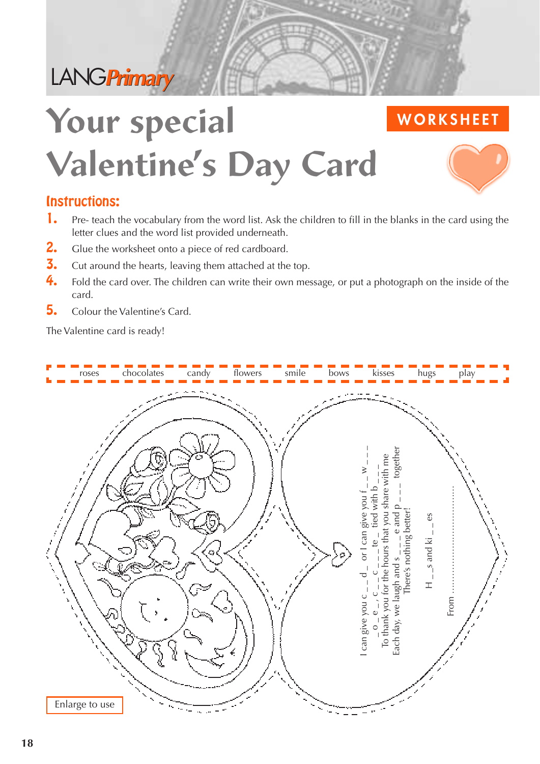LANGPrimary

# Your special Valentine's Day Card

**WORKSHEET**

## Instructions:

1. Pre- teach the vocabulary from the word list. Ask the children to fill in the blanks in the card using the letter clues and the word list provided underneath.
2. Glue the worksheet onto a piece of red cardboard.
3. Cut around the hearts, leaving them attached at the top.
4. Fold the card over. The children can write their own message, or put a photograph on the inside of the card.
5. Colour the Valentine's Card.

The Valentine card is ready!

roses chocolates candy flowers smile bows kisses hugs play

I can give you c _ _ d _ or I can give you f _ _ w _ _ _
_ o _ e _, c _ _ c _ _ _ te _ tied with b _ _ _
To thank you for the hours that you share with me
Each day, we laugh and s _ _ _ e and p _ _ _ together
There's nothing better!

H _ _ s and ki _ _ es

From ..............................

Enlarge to use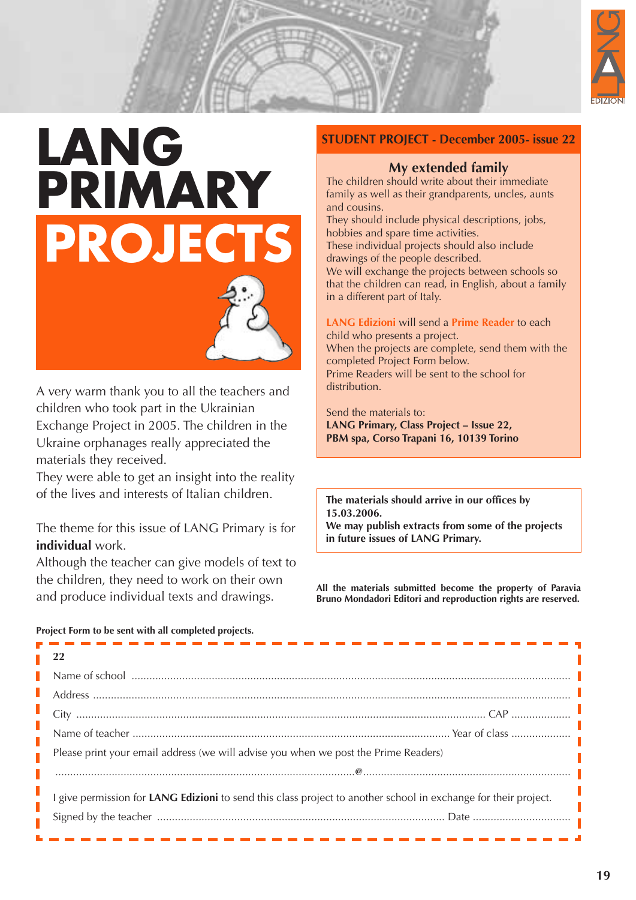# LANG PRIMARY PROJECTS

A very warm thank you to all the teachers and children who took part in the Ukrainian Exchange Project in 2005. The children in the Ukraine orphanages really appreciated the materials they received.
They were able to get an insight into the reality of the lives and interests of Italian children.

The theme for this issue of LANG Primary is for **individual** work.
Although the teacher can give models of text to the children, they need to work on their own and produce individual texts and drawings.

## STUDENT PROJECT - December 2005- issue 22

### My extended family

The children should write about their immediate family as well as their grandparents, uncles, aunts and cousins.
They should include physical descriptions, jobs, hobbies and spare time activities.
These individual projects should also include drawings of the people described.
We will exchange the projects between schools so that the children can read, in English, about a family in a different part of Italy.

**LANG Edizioni** will send a **Prime Reader** to each child who presents a project.
When the projects are complete, send them with the completed Project Form below.
Prime Readers will be sent to the school for distribution.

Send the materials to:
**LANG Primary, Class Project – Issue 22,**
**PBM spa, Corso Trapani 16, 10139 Torino**

**The materials should arrive in our offices by 15.03.2006.**
**We may publish extracts from some of the projects in future issues of LANG Primary.**

**All the materials submitted become the property of Paravia Bruno Mondadori Editori and reproduction rights are reserved.**

**Project Form to be sent with all completed projects.**

**22**

Name of school ........................................................................

Address ........................................................................

City ........................................................................ CAP ....................

Name of teacher ........................................................................ Year of class ....................

Please print your email address (we will advise you when we post the Prime Readers)

........................................................................@........................................................................

I give permission for **LANG Edizioni** to send this class project to another school in exchange for their project.

Signed by the teacher ........................................................................ Date ................................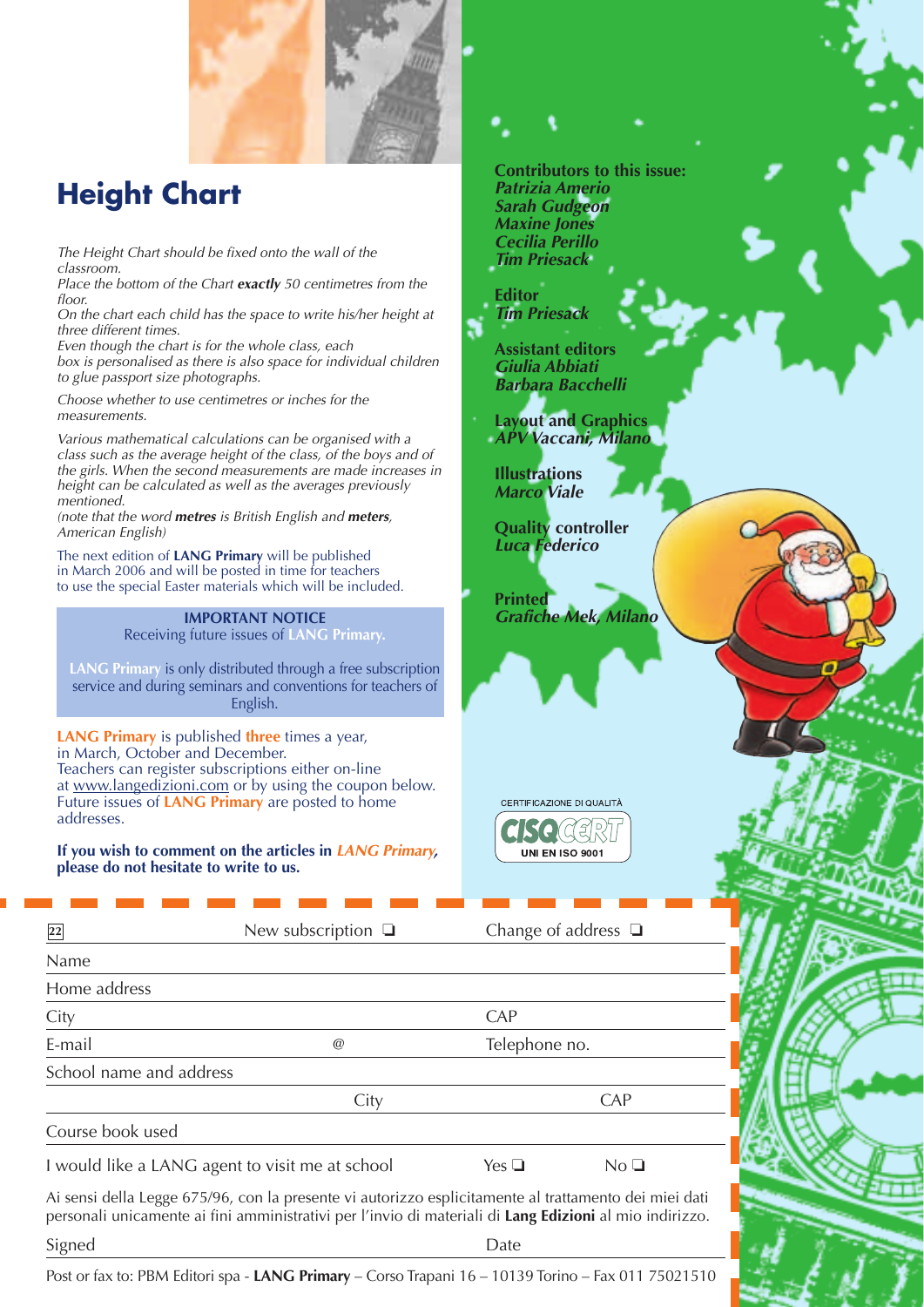# Height Chart

*The Height Chart should be fixed onto the wall of the classroom.*
*Place the bottom of the Chart **exactly** 50 centimetres from the floor.*
*On the chart each child has the space to write his/her height at three different times.*
*Even though the chart is for the whole class, each box is personalised as there is also space for individual children to glue passport size photographs.*

*Choose whether to use centimetres or inches for the measurements.*

*Various mathematical calculations can be organised with a class such as the average height of the class, of the boys and of the girls. When the second measurements are made increases in height can be calculated as well as the averages previously mentioned.*
*(note that the word **metres** is British English and **meters**, American English)*

The next edition of **LANG Primary** will be published in March 2006 and will be posted in time for teachers to use the special Easter materials which will be included.

**IMPORTANT NOTICE**
Receiving future issues of **LANG Primary.**

**LANG Primary** is only distributed through a free subscription service and during seminars and conventions for teachers of English.

**LANG Primary** is published **three** times a year, in March, October and December.
Teachers can register subscriptions either on-line at www.langedizioni.com or by using the coupon below.
Future issues of **LANG Primary** are posted to home addresses.

**If you wish to comment on the articles in *LANG Primary*, please do not hesitate to write to us.**

**Contributors to this issue:**
***Patrizia Amerio***
***Sarah Gudgeon***
***Maxine Jones***
***Cecilia Perillo***
***Tim Priesack***

**Editor**
***Tim Priesack***

**Assistant editors**
***Giulia Abbiati***
***Barbara Bacchelli***

**Layout and Graphics**
***APV Vaccani, Milano***

**Illustrations**
***Marco Viale***

**Quality controller**
***Luca Federico***

**Printed**
***Grafiche Mek, Milano***

CERTIFICAZIONE DI QUALITÀ
CISQCERT
UNI EN ISO 9001

---

22 New subscription ❏ Change of address ❏

Name

Home address

City CAP

E-mail @ Telephone no.

School name and address

City CAP

Course book used

I would like a LANG agent to visit me at school Yes ❏ No ❏

Ai sensi della Legge 675/96, con la presente vi autorizzo esplicitamente al trattamento dei miei dati personali unicamente ai fini amministrativi per l'invio di materiali di **Lang Edizioni** al mio indirizzo.

Signed Date

Post or fax to: PBM Editori spa - **LANG Primary** – Corso Trapani 16 – 10139 Torino – Fax 011 75021510